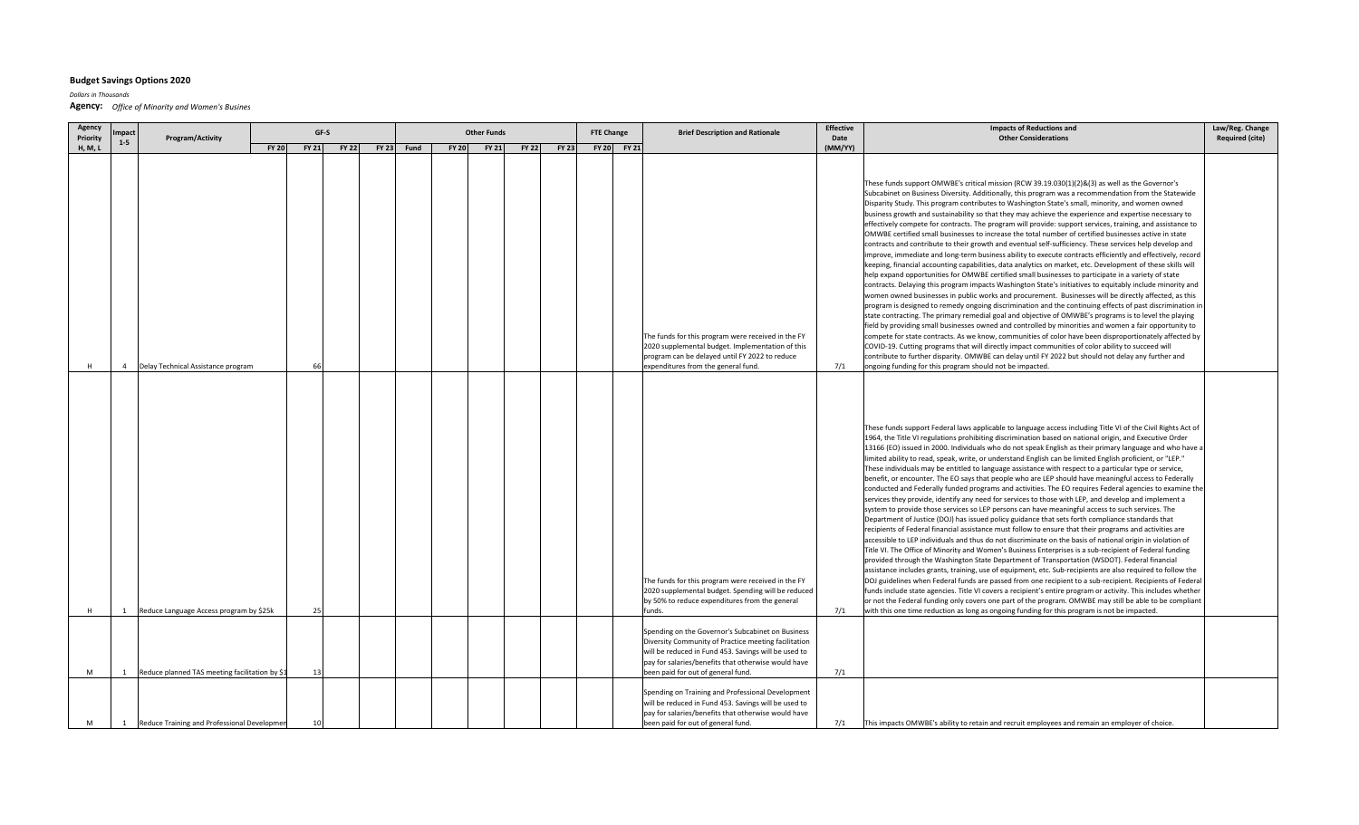## Budget Savings Options 2020

*Dollars in Thousands*

**Agency:** *Office of Minority and Women's Busines*

| Agency Priority H, M, L | Impact 1-5 | Program/Activity | GF-S FY 20 | GF-S FY 21 | GF-S FY 22 | GF-S FY 23 | Other Funds Fund | Other Funds FY 20 | Other Funds FY 21 | Other Funds FY 22 | Other Funds FY 23 | FTE Change FY 20 | FTE Change FY 21 | Brief Description and Rationale | Effective Date (MM/YY) | Impacts of Reductions and Other Considerations | Law/Reg. Change Required (cite) |
|---|---|---|---|---|---|---|---|---|---|---|---|---|---|---|---|---|---|
| H | 4 | Delay Technical Assistance program | | 66 | | | | | | | | | | The funds for this program were received in the FY 2020 supplemental budget. Implementation of this program can be delayed until FY 2022 to reduce expenditures from the general fund. | 7/1 | These funds support OMWBE's critical mission (RCW 39.19.030(1)(2)&(3) as well as the Governor's Subcabinet on Business Diversity. Additionally, this program was a recommendation from the Statewide Disparity Study. This program contributes to Washington State's small, minority, and women owned business growth and sustainability so that they may achieve the experience and expertise necessary to effectively compete for contracts. The program will provide: support services, training, and assistance to OMWBE certified small businesses to increase the total number of certified businesses active in state contracts and contribute to their growth and eventual self-sufficiency. These services help develop and improve, immediate and long-term business ability to execute contracts efficiently and effectively, record keeping, financial accounting capabilities, data analytics on market, etc. Development of these skills will help expand opportunities for OMWBE certified small businesses to participate in a variety of state contracts. Delaying this program impacts Washington State's initiatives to equitably include minority and women owned businesses in public works and procurement. Businesses will be directly affected, as this program is designed to remedy ongoing discrimination and the continuing effects of past discrimination in state contracting. The primary remedial goal and objective of OMWBE's programs is to level the playing field by providing small businesses owned and controlled by minorities and women a fair opportunity to compete for state contracts. As we know, communities of color have been disproportionately affected by COVID-19. Cutting programs that will directly impact communities of color ability to succeed will contribute to further disparity. OMWBE can delay until FY 2022 but should not delay any further and ongoing funding for this program should not be impacted. | |
| H | 1 | Reduce Language Access program by $25k | | 25 | | | | | | | | | | The funds for this program were received in the FY 2020 supplemental budget. Spending will be reduced by 50% to reduce expenditures from the general funds. | 7/1 | These funds support Federal laws applicable to language access including Title VI of the Civil Rights Act of 1964, the Title VI regulations prohibiting discrimination based on national origin, and Executive Order 13166 (EO) issued in 2000. Individuals who do not speak English as their primary language and who have a limited ability to read, speak, write, or understand English can be limited English proficient, or "LEP." These individuals may be entitled to language assistance with respect to a particular type or service, benefit, or encounter. The EO says that people who are LEP should have meaningful access to Federally conducted and Federally funded programs and activities. The EO requires Federal agencies to examine the services they provide, identify any need for services to those with LEP, and develop and implement a system to provide those services so LEP persons can have meaningful access to such services. The Department of Justice (DOJ) has issued policy guidance that sets forth compliance standards that recipients of Federal financial assistance must follow to ensure that their programs and activities are accessible to LEP individuals and thus do not discriminate on the basis of national origin in violation of Title VI. The Office of Minority and Women's Business Enterprises is a sub-recipient of Federal funding provided through the Washington State Department of Transportation (WSDOT). Federal financial assistance includes grants, training, use of equipment, etc. Sub-recipients are also required to follow the DOJ guidelines when Federal funds are passed from one recipient to a sub-recipient. Recipients of Federal funds include state agencies. Title VI covers a recipient's entire program or activity. This includes whether or not the Federal funding only covers one part of the program. OMWBE may still be able to be compliant with this one time reduction as long as ongoing funding for this program is not be impacted. | |
| M | 1 | Reduce planned TAS meeting facilitation by $1 | | 13 | | | | | | | | | | Spending on the Governor's Subcabinet on Business Diversity Community of Practice meeting facilitation will be reduced in Fund 453. Savings will be used to pay for salaries/benefits that otherwise would have been paid for out of general fund. | 7/1 | | |
| M | 1 | Reduce Training and Professional Developmen | | 10 | | | | | | | | | | Spending on Training and Professional Development will be reduced in Fund 453. Savings will be used to pay for salaries/benefits that otherwise would have been paid for out of general fund. | 7/1 | This impacts OMWBE's ability to retain and recruit employees and remain an employer of choice. | |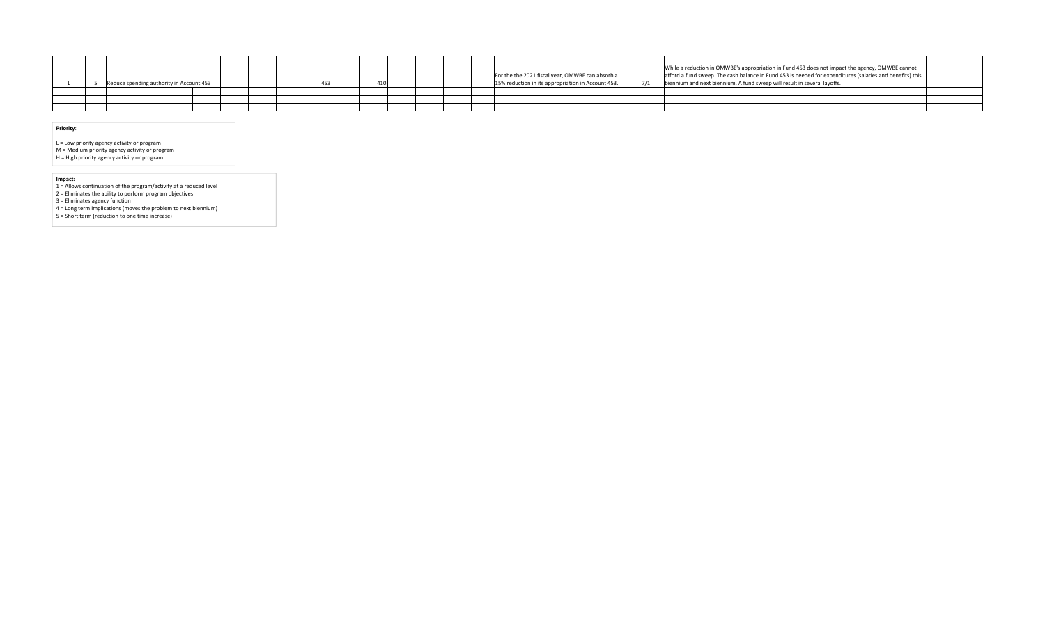| | | | | | | | | | | | | | | | | | |
|---|---|---|---|---|---|---|---|---|---|---|---|---|---|---|---|---|---|
| L | 5 | Reduce spending authority in Account 453 | | | | | 453 | | 410 | | | | | For the the 2021 fiscal year, OMWBE can absorb a 15% reduction in its appropriation in Account 453. | 7/1 | While a reduction in OMWBE's appropriation in Fund 453 does not impact the agency, OMWBE cannot afford a fund sweep. The cash balance in Fund 453 is needed for expenditures (salaries and benefits) this biennium and next biennium. A fund sweep will result in several layoffs. | |
| | | | | | | | | | | | | | | | | | |
| | | | | | | | | | | | | | | | | | |
| | | | | | | | | | | | | | | | | | |

**Priority**:

L = Low priority agency activity or program
M = Medium priority agency activity or program
H = High priority agency activity or program

**Impact:**

1 = Allows continuation of the program/activity at a reduced level
2 = Eliminates the ability to perform program objectives
3 = Eliminates agency function
4 = Long term implications (moves the problem to next biennium)
5 = Short term (reduction to one time increase)